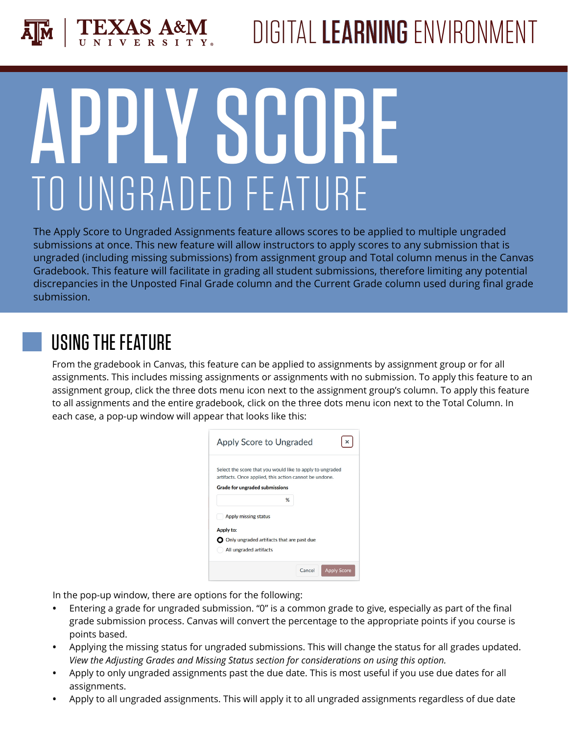TEXAS A&M UNIVERSITY

DIGITAL LEARNING ENVIRONMENT

# APPLY SCORE

## TO UNGRADED FEATURE

The Apply Score to Ungraded Assignments feature allows scores to be applied to multiple ungraded submissions at once. This new feature will allow instructors to apply scores to any submission that is ungraded (including missing submissions) from assignment group and Total column menus in the Canvas Gradebook. This feature will facilitate in grading all student submissions, therefore limiting any potential discrepancies in the Unposted Final Grade column and the Current Grade column used during final grade submission.

## USING THE FEATURE

From the gradebook in Canvas, this feature can be applied to assignments by assignment group or for all assignments. This includes missing assignments or assignments with no submission. To apply this feature to an assignment group, click the three dots menu icon next to the assignment group's column. To apply this feature to all assignments and the entire gradebook, click on the three dots menu icon next to the Total Column. In each case, a pop-up window will appear that looks like this:

Apply Score to Ungraded

Select the score that you would like to apply to ungraded artifacts. Once applied, this action cannot be undone.

**Grade for ungraded submissions**

%

Apply missing status

Apply to:

- Only ungraded artifacts that are past due
- All ungraded artifacts

Cancel | Apply Score

In the pop-up window, there are options for the following:

- Entering a grade for ungraded submission. "0" is a common grade to give, especially as part of the final grade submission process. Canvas will convert the percentage to the appropriate points if you course is points based.
- Applying the missing status for ungraded submissions. This will change the status for all grades updated. *View the Adjusting Grades and Missing Status section for considerations on using this option.*
- Apply to only ungraded assignments past the due date. This is most useful if you use due dates for all assignments.
- Apply to all ungraded assignments. This will apply it to all ungraded assignments regardless of due date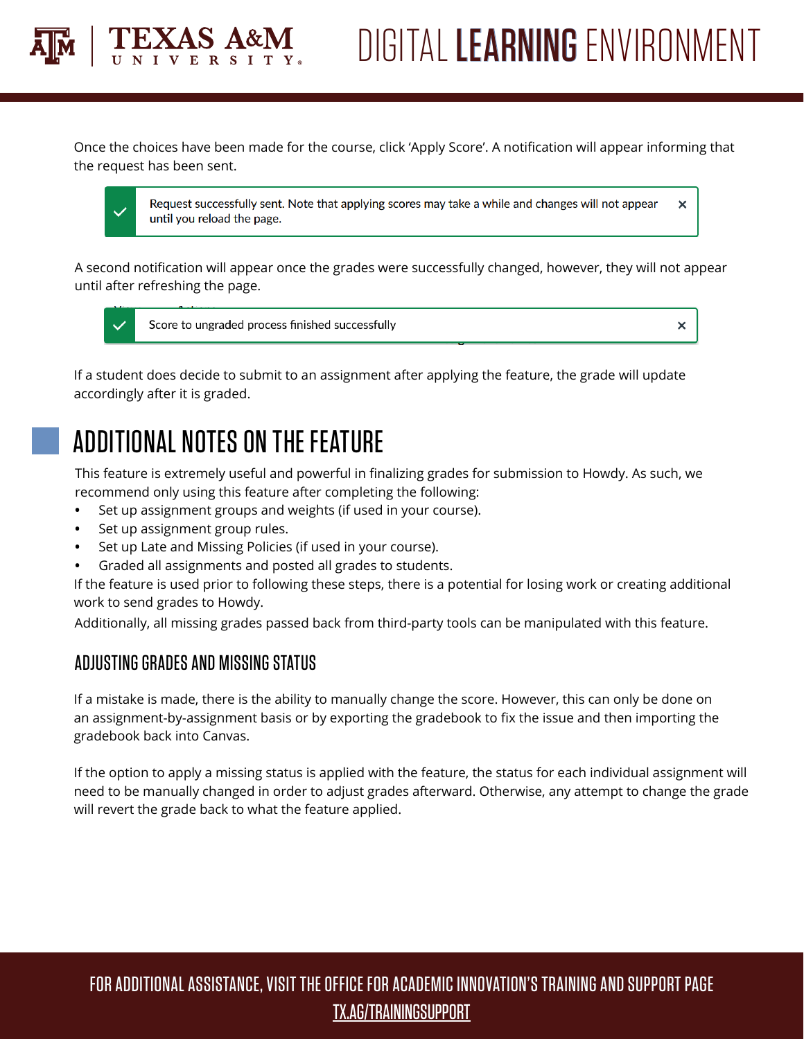Once the choices have been made for the course, click 'Apply Score'. A notification will appear informing that the request has been sent.

Request successfully sent. Note that applying scores may take a while and changes will not appear until you reload the page.

A second notification will appear once the grades were successfully changed, however, they will not appear until after refreshing the page.

Score to ungraded process finished successfully

If a student does decide to submit to an assignment after applying the feature, the grade will update accordingly after it is graded.

## ADDITIONAL NOTES ON THE FEATURE

This feature is extremely useful and powerful in finalizing grades for submission to Howdy. As such, we recommend only using this feature after completing the following:

- Set up assignment groups and weights (if used in your course).
- Set up assignment group rules.
- Set up Late and Missing Policies (if used in your course).
- Graded all assignments and posted all grades to students.

If the feature is used prior to following these steps, there is a potential for losing work or creating additional work to send grades to Howdy.

Additionally, all missing grades passed back from third-party tools can be manipulated with this feature.

### ADJUSTING GRADES AND MISSING STATUS

If a mistake is made, there is the ability to manually change the score. However, this can only be done on an assignment-by-assignment basis or by exporting the gradebook to fix the issue and then importing the gradebook back into Canvas.

If the option to apply a missing status is applied with the feature, the status for each individual assignment will need to be manually changed in order to adjust grades afterward. Otherwise, any attempt to change the grade will revert the grade back to what the feature applied.